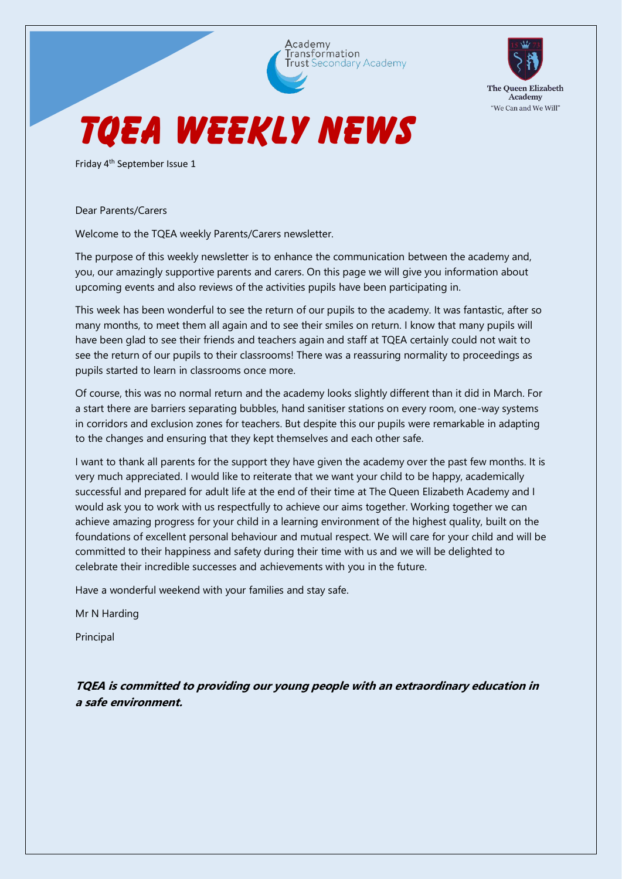Academy Transformation Trust Secondary Academy

The Queen Elizabeth Academy
"We Can and We Will"

# TQEA WEEKLY NEWS

Friday 4th September Issue 1

Dear Parents/Carers

Welcome to the TQEA weekly Parents/Carers newsletter.

The purpose of this weekly newsletter is to enhance the communication between the academy and, you, our amazingly supportive parents and carers. On this page we will give you information about upcoming events and also reviews of the activities pupils have been participating in.

This week has been wonderful to see the return of our pupils to the academy. It was fantastic, after so many months, to meet them all again and to see their smiles on return. I know that many pupils will have been glad to see their friends and teachers again and staff at TQEA certainly could not wait to see the return of our pupils to their classrooms! There was a reassuring normality to proceedings as pupils started to learn in classrooms once more.

Of course, this was no normal return and the academy looks slightly different than it did in March. For a start there are barriers separating bubbles, hand sanitiser stations on every room, one-way systems in corridors and exclusion zones for teachers. But despite this our pupils were remarkable in adapting to the changes and ensuring that they kept themselves and each other safe.

I want to thank all parents for the support they have given the academy over the past few months. It is very much appreciated. I would like to reiterate that we want your child to be happy, academically successful and prepared for adult life at the end of their time at The Queen Elizabeth Academy and I would ask you to work with us respectfully to achieve our aims together. Working together we can achieve amazing progress for your child in a learning environment of the highest quality, built on the foundations of excellent personal behaviour and mutual respect. We will care for your child and will be committed to their happiness and safety during their time with us and we will be delighted to celebrate their incredible successes and achievements with you in the future.

Have a wonderful weekend with your families and stay safe.

Mr N Harding

Principal

***TQEA is committed to providing our young people with an extraordinary education in a safe environment.***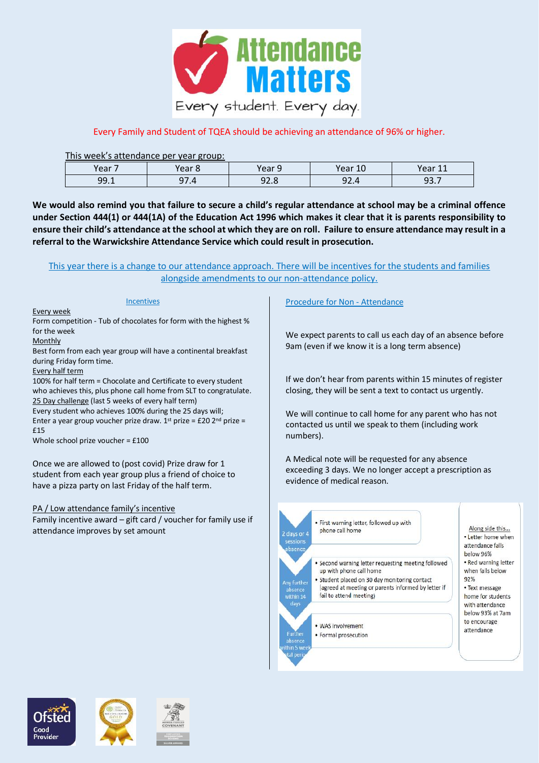# Attendance Matters

Every student. Every day.

Every Family and Student of TQEA should be achieving an attendance of 96% or higher.

This week's attendance per year group:

| Year 7 | Year 8 | Year 9 | Year 10 | Year 11 |
|---|---|---|---|---|
| 99.1 | 97.4 | 92.8 | 92.4 | 93.7 |

**We would also remind you that failure to secure a child's regular attendance at school may be a criminal offence under Section 444(1) or 444(1A) of the Education Act 1996 which makes it clear that it is parents responsibility to ensure their child's attendance at the school at which they are on roll. Failure to ensure attendance may result in a referral to the Warwickshire Attendance Service which could result in prosecution.**

This year there is a change to our attendance approach. There will be incentives for the students and families alongside amendments to our non-attendance policy.

## Incentives

Every week

Form competition - Tub of chocolates for form with the highest % for the week

Monthly

Best form from each year group will have a continental breakfast during Friday form time.

Every half term

100% for half term = Chocolate and Certificate to every student who achieves this, plus phone call home from SLT to congratulate.

25 Day challenge (last 5 weeks of every half term)

Every student who achieves 100% during the 25 days will;

Enter a year group voucher prize draw. 1st prize = £20 2nd prize = £15

Whole school prize voucher = £100

Once we are allowed to (post covid) Prize draw for 1 student from each year group plus a friend of choice to have a pizza party on last Friday of the half term.

PA / Low attendance family's incentive

Family incentive award – gift card / voucher for family use if attendance improves by set amount

## Procedure for Non - Attendance

We expect parents to call us each day of an absence before 9am (even if we know it is a long term absence)

If we don't hear from parents within 15 minutes of register closing, they will be sent a text to contact us urgently.

We will continue to call home for any parent who has not contacted us until we speak to them (including work numbers).

A Medical note will be requested for any absence exceeding 3 days. We no longer accept a prescription as evidence of medical reason.

2 days or 4 sessions absence
- First warning letter, followed up with phone call home

Any further absence within 14 days
- Second warning letter requesting meeting followed up with phone call home
- Student placed on 30 day monitoring contact (agreed at meeting or parents informed by letter if fail to attend meeting)

Further absence within 5 week total period
- WAS involvement
- Formal prosecution

Along side this...
- Letter home when attendance falls below 96%
- Red warning letter when falls below 92%
- Text message home for students with attendance below 93% at 7am to encourage attendance

Ofsted Good Provider